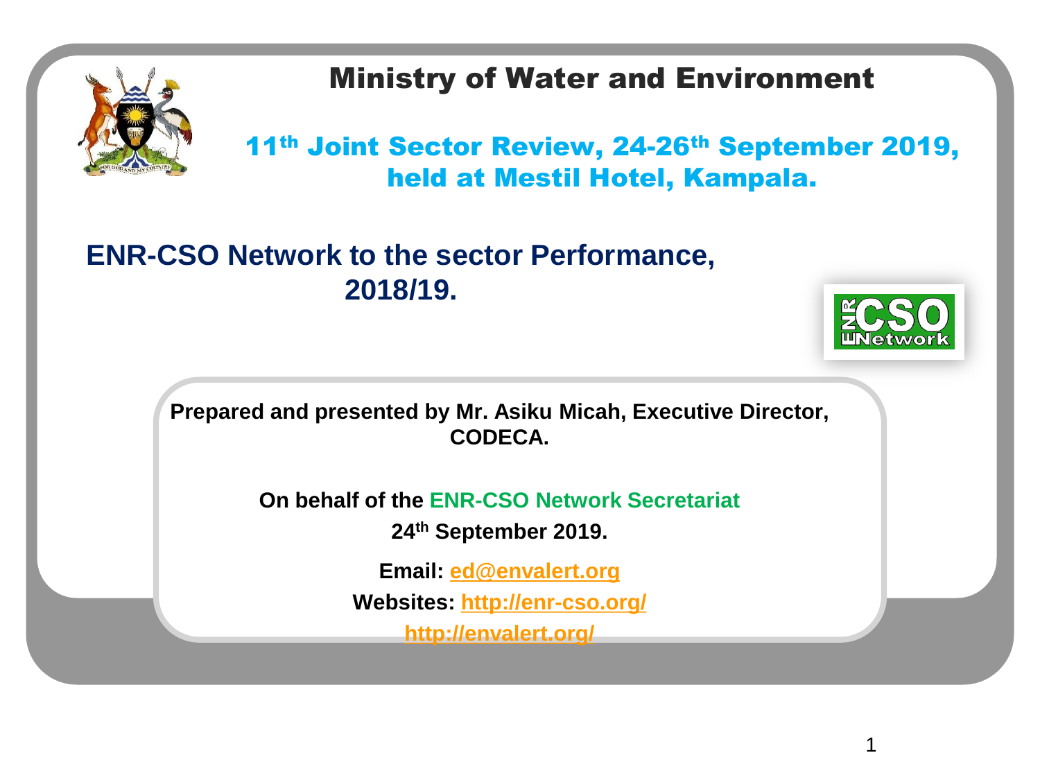# Ministry of Water and Environment

## 11th Joint Sector Review, 24-26th September 2019, held at Mestil Hotel, Kampala.

## ENR-CSO Network to the sector Performance, 2018/19.

**Prepared and presented by Mr. Asiku Micah, Executive Director, CODECA.**

**On behalf of the ENR-CSO Network Secretariat**

**24th September 2019.**

**Email:** ed@envalert.org

**Websites:** http://enr-cso.org/

http://envalert.org/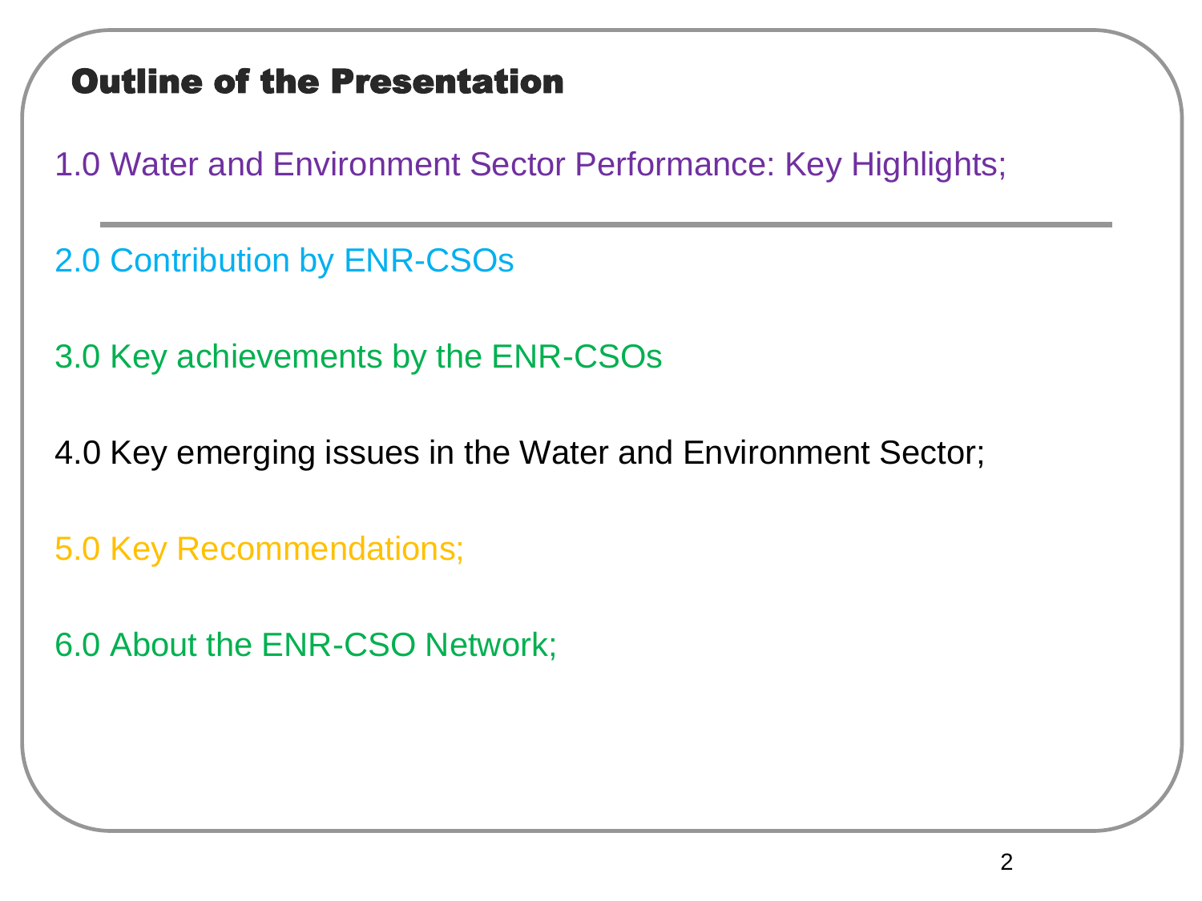## Outline of the Presentation

1.0 Water and Environment Sector Performance: Key Highlights;

2.0 Contribution by ENR-CSOs

3.0 Key achievements by the ENR-CSOs

4.0 Key emerging issues in the Water and Environment Sector;

5.0 Key Recommendations;

6.0 About the ENR-CSO Network;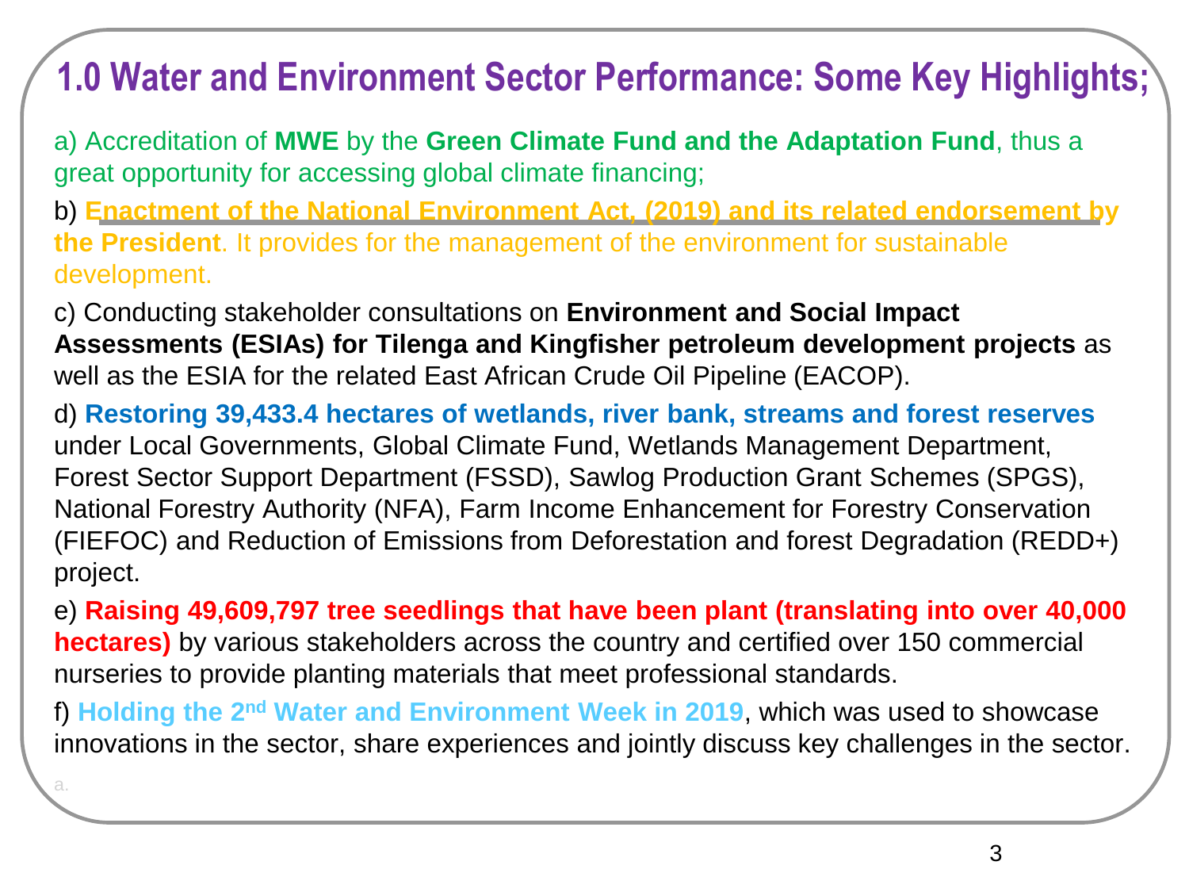# 1.0 Water and Environment Sector Performance: Some Key Highlights;

a) Accreditation of **MWE** by the **Green Climate Fund and the Adaptation Fund**, thus a great opportunity for accessing global climate financing;

b) **Enactment of the National Environment Act, (2019) and its related endorsement by the President**. It provides for the management of the environment for sustainable development.

c) Conducting stakeholder consultations on **Environment and Social Impact Assessments (ESIAs) for Tilenga and Kingfisher petroleum development projects** as well as the ESIA for the related East African Crude Oil Pipeline (EACOP).

d) **Restoring 39,433.4 hectares of wetlands, river bank, streams and forest reserves** under Local Governments, Global Climate Fund, Wetlands Management Department, Forest Sector Support Department (FSSD), Sawlog Production Grant Schemes (SPGS), National Forestry Authority (NFA), Farm Income Enhancement for Forestry Conservation (FIEFOC) and Reduction of Emissions from Deforestation and forest Degradation (REDD+) project.

e) **Raising 49,609,797 tree seedlings that have been plant (translating into over 40,000 hectares)** by various stakeholders across the country and certified over 150 commercial nurseries to provide planting materials that meet professional standards.

f) **Holding the 2nd Water and Environment Week in 2019**, which was used to showcase innovations in the sector, share experiences and jointly discuss key challenges in the sector.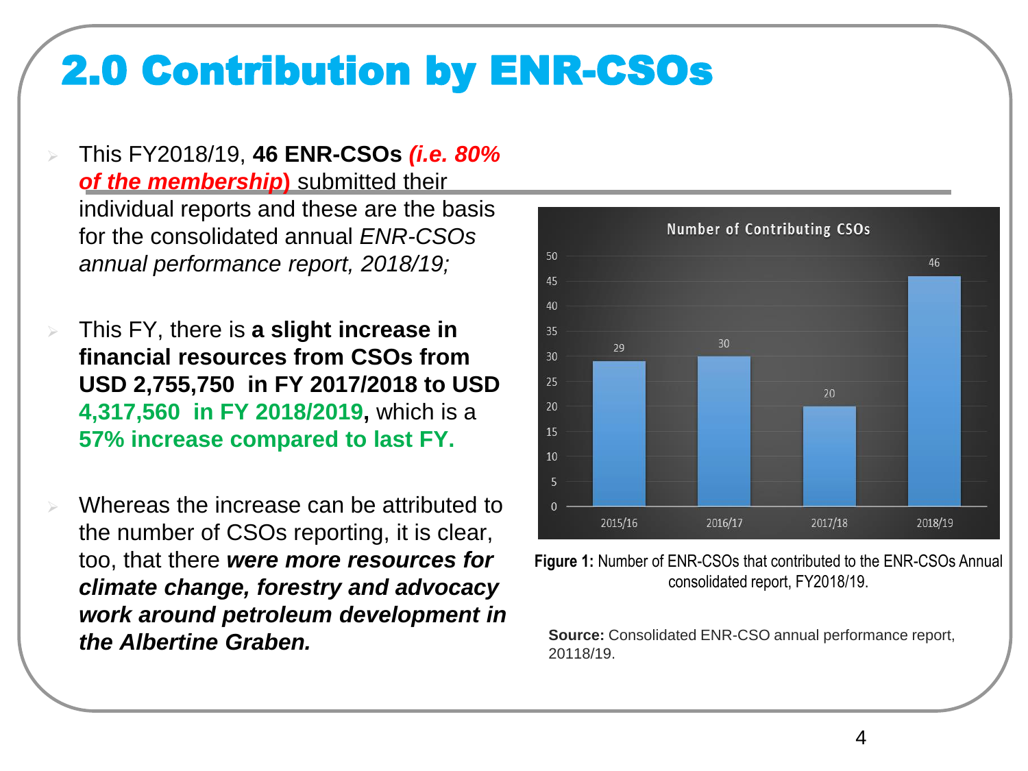# 2.0 Contribution by ENR-CSOs

- This FY2018/19, **46 ENR-CSOs** ***(i.e. 80% of the membership)*** submitted their individual reports and these are the basis for the consolidated annual *ENR-CSOs annual performance report, 2018/19;*

- This FY, there is **a slight increase in financial resources from CSOs from USD 2,755,750 in FY 2017/2018 to USD 4,317,560 in FY 2018/2019,** which is a **57% increase compared to last FY.**

- Whereas the increase can be attributed to the number of CSOs reporting, it is clear, too, that there ***were more resources for climate change, forestry and advocacy work around petroleum development in the Albertine Graben.***

**Number of Contributing CSOs**

| Year | Number |
| --- | --- |
| 2015/16 | 29 |
| 2016/17 | 30 |
| 2017/18 | 20 |
| 2018/19 | 46 |

**Figure 1:** Number of ENR-CSOs that contributed to the ENR-CSOs Annual consolidated report, FY2018/19.

**Source:** Consolidated ENR-CSO annual performance report, 20118/19.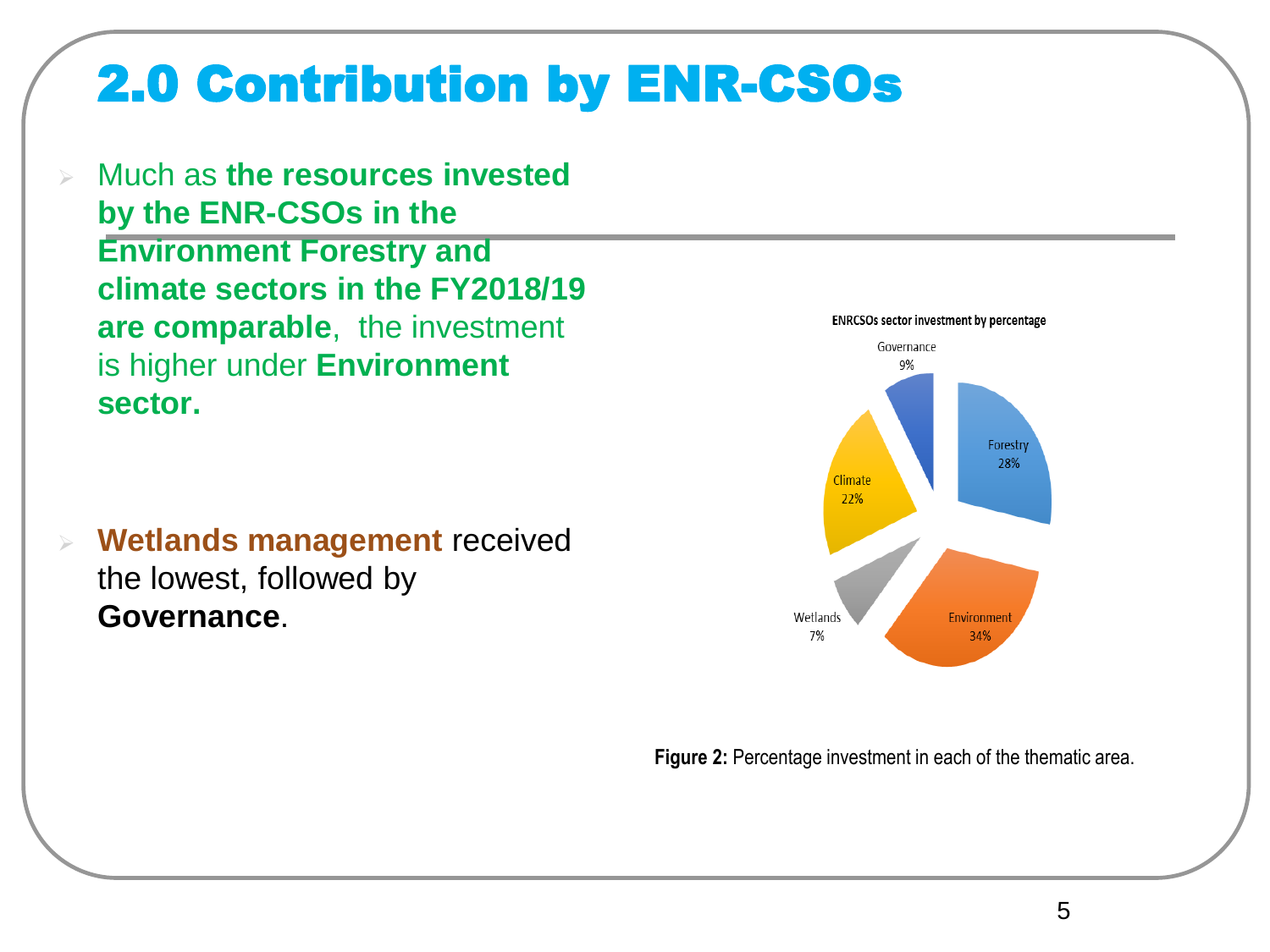# 2.0 Contribution by ENR-CSOs

- Much as **the resources invested by the ENR-CSOs in the Environment Forestry and climate sectors in the FY2018/19 are comparable**, the investment is higher under **Environment sector.**

- **Wetlands management** received the lowest, followed by **Governance**.

**ENRCSOs sector investment by percentage**

| Sector | Percentage |
|---|---|
| Governance | 9% |
| Forestry | 28% |
| Environment | 34% |
| Wetlands | 7% |
| Climate | 22% |

**Figure 2:** Percentage investment in each of the thematic area.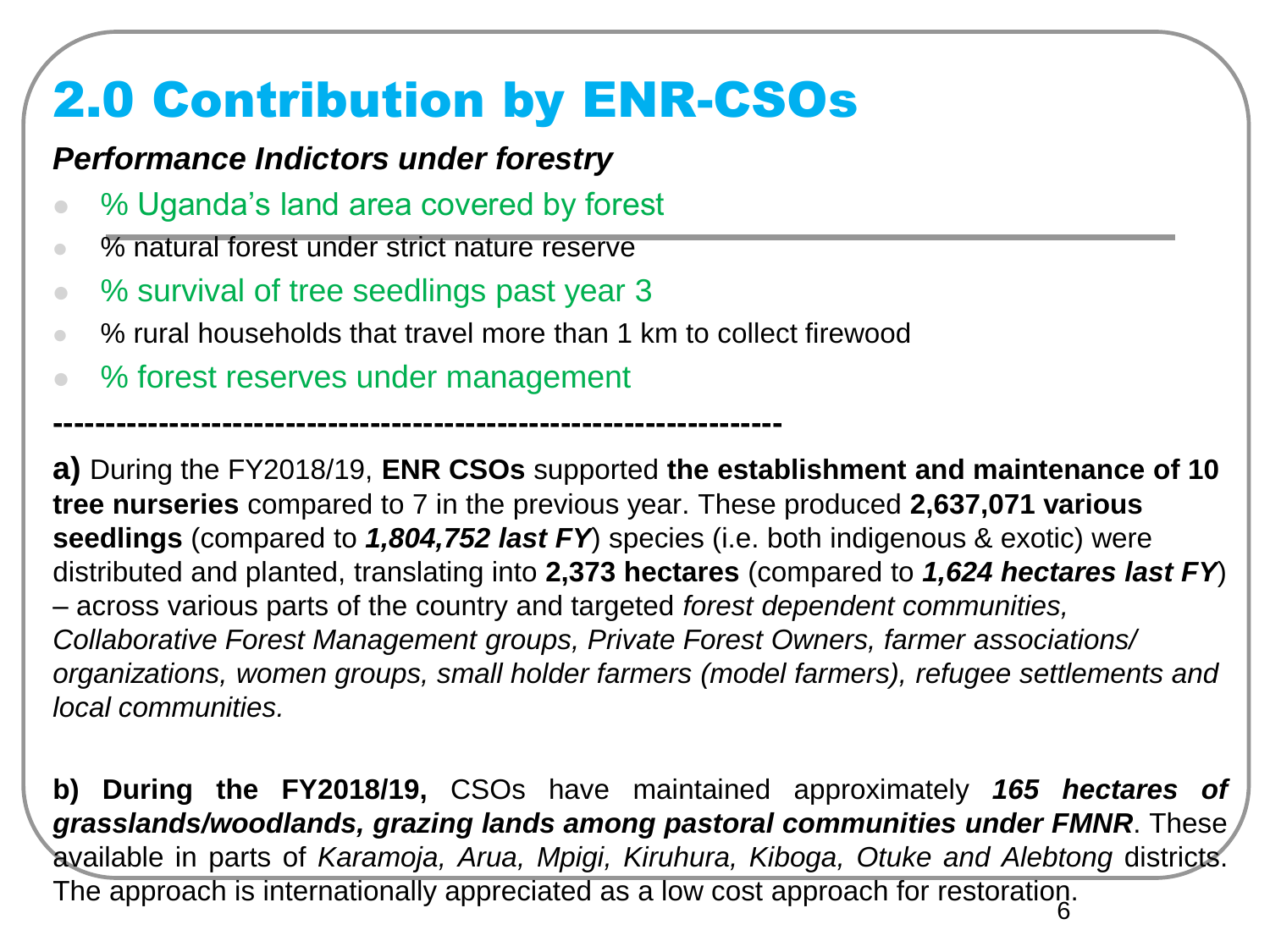# 2.0 Contribution by ENR-CSOs

***Performance Indictors under forestry***

- % Uganda's land area covered by forest
- % natural forest under strict nature reserve
- % survival of tree seedlings past year 3
- % rural households that travel more than 1 km to collect firewood
- % forest reserves under management

**-------------------------------------------------------------------**

**a)** During the FY2018/19, **ENR CSOs** supported **the establishment and maintenance of 10 tree nurseries** compared to 7 in the previous year. These produced **2,637,071 various seedlings** (compared to ***1,804,752 last FY***) species (i.e. both indigenous & exotic) were distributed and planted, translating into **2,373 hectares** (compared to ***1,624 hectares last FY***) – across various parts of the country and targeted *forest dependent communities, Collaborative Forest Management groups, Private Forest Owners, farmer associations/ organizations, women groups, small holder farmers (model farmers), refugee settlements and local communities.*

**b) During the FY2018/19,** CSOs have maintained approximately ***165 hectares of grasslands/woodlands, grazing lands among pastoral communities under FMNR***. These available in parts of *Karamoja, Arua, Mpigi, Kiruhura, Kiboga, Otuke and Alebtong* districts. The approach is internationally appreciated as a low cost approach for restoration.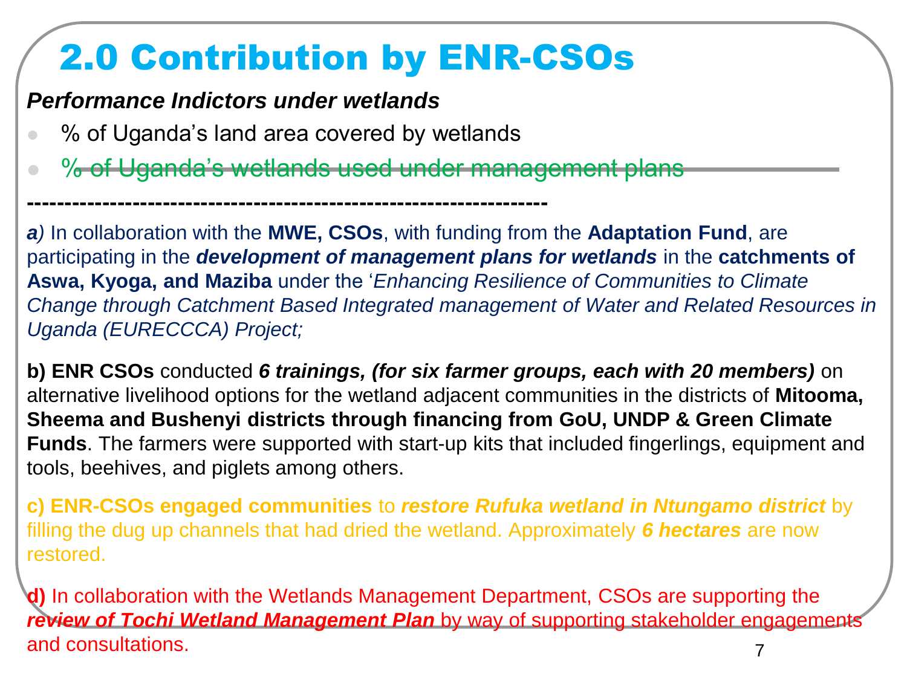# 2.0 Contribution by ENR-CSOs

***Performance Indictors under wetlands***

- % of Uganda's land area covered by wetlands
- % of Uganda's wetlands used under management plans

---

***a)*** In collaboration with the **MWE, CSOs**, with funding from the **Adaptation Fund**, are participating in the ***development of management plans for wetlands*** in the **catchments of Aswa, Kyoga, and Maziba** under the '*Enhancing Resilience of Communities to Climate Change through Catchment Based Integrated management of Water and Related Resources in Uganda (EURECCCA) Project;*

**b) ENR CSOs** conducted ***6 trainings, (for six farmer groups, each with 20 members)*** on alternative livelihood options for the wetland adjacent communities in the districts of **Mitooma, Sheema and Bushenyi districts through financing from GoU, UNDP & Green Climate Funds**. The farmers were supported with start-up kits that included fingerlings, equipment and tools, beehives, and piglets among others.

**c) ENR-CSOs engaged communities** to ***restore Rufuka wetland in Ntungamo district*** by filling the dug up channels that had dried the wetland. Approximately ***6 hectares*** are now restored.

**d)** In collaboration with the Wetlands Management Department, CSOs are supporting the ***review of Tochi Wetland Management Plan*** by way of supporting stakeholder engagements and consultations.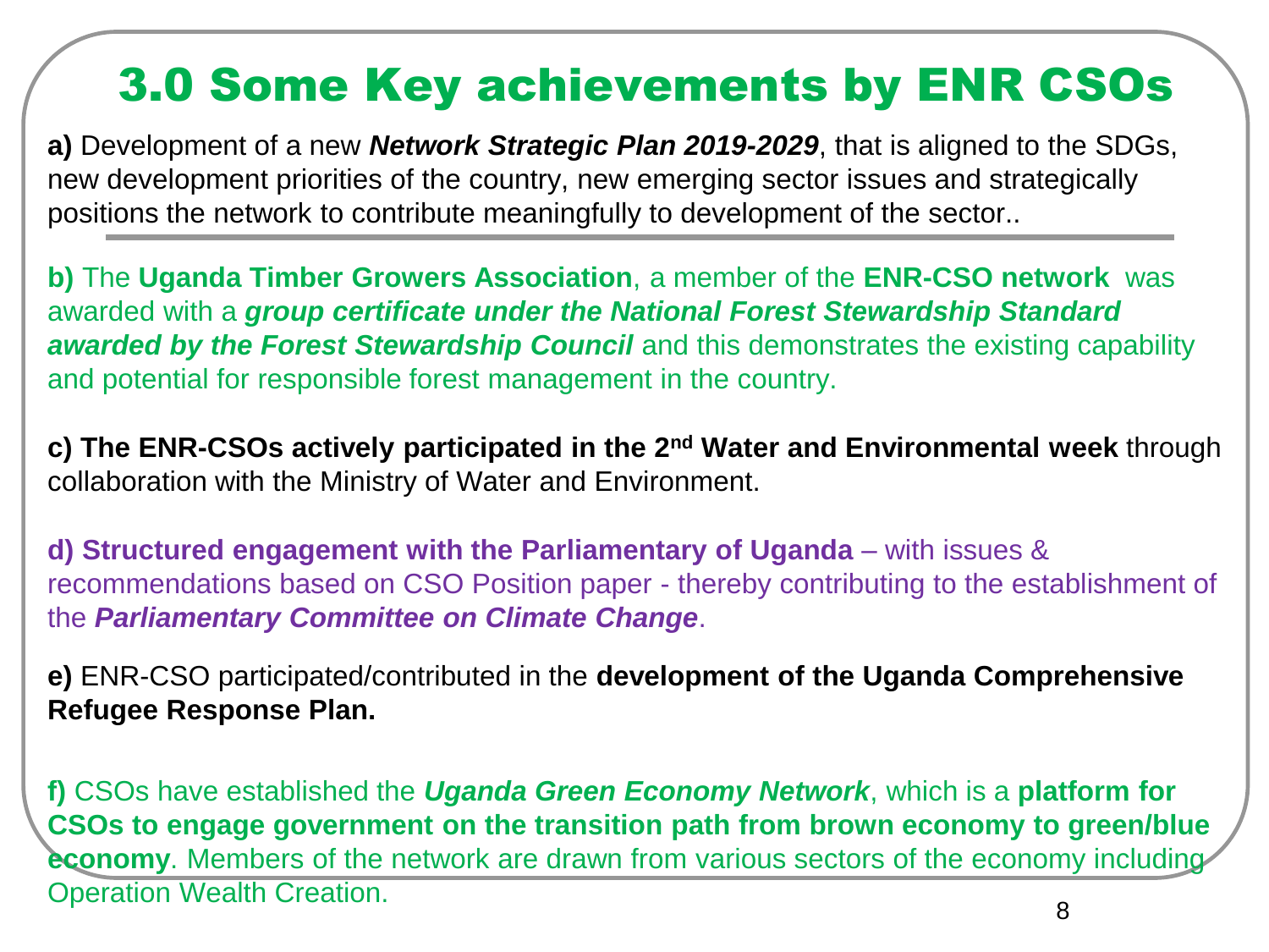# 3.0 Some Key achievements by ENR CSOs

**a)** Development of a new ***Network Strategic Plan 2019-2029***, that is aligned to the SDGs, new development priorities of the country, new emerging sector issues and strategically positions the network to contribute meaningfully to development of the sector..

**b)** The **Uganda Timber Growers Association**, a member of the **ENR-CSO network** was awarded with a ***group certificate under the National Forest Stewardship Standard awarded by the Forest Stewardship Council*** and this demonstrates the existing capability and potential for responsible forest management in the country.

**c) The ENR-CSOs actively participated in the 2nd Water and Environmental week** through collaboration with the Ministry of Water and Environment.

**d) Structured engagement with the Parliamentary of Uganda** – with issues & recommendations based on CSO Position paper - thereby contributing to the establishment of the ***Parliamentary Committee on Climate Change***.

**e)** ENR-CSO participated/contributed in the **development of the Uganda Comprehensive Refugee Response Plan.**

**f)** CSOs have established the ***Uganda Green Economy Network***, which is a **platform for CSOs to engage government on the transition path from brown economy to green/blue economy**. Members of the network are drawn from various sectors of the economy including Operation Wealth Creation.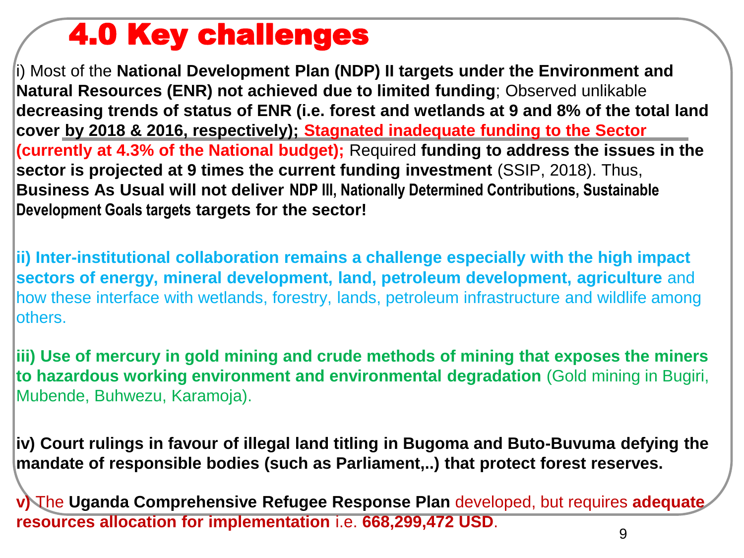# 4.0 Key challenges

i) Most of the **National Development Plan (NDP) II targets under the Environment and Natural Resources (ENR) not achieved due to limited funding**; Observed unlikable **decreasing trends of status of ENR (i.e. forest and wetlands at 9 and 8% of the total land cover by 2018 & 2016, respectively); Stagnated inadequate funding to the Sector (currently at 4.3% of the National budget);** Required **funding to address the issues in the sector is projected at 9 times the current funding investment** (SSIP, 2018). Thus, **Business As Usual will not deliver NDP III, Nationally Determined Contributions, Sustainable Development Goals targets targets for the sector!**

**ii) Inter-institutional collaboration remains a challenge especially with the high impact sectors of energy, mineral development, land, petroleum development, agriculture** and how these interface with wetlands, forestry, lands, petroleum infrastructure and wildlife among others.

**iii) Use of mercury in gold mining and crude methods of mining that exposes the miners to hazardous working environment and environmental degradation** (Gold mining in Bugiri, Mubende, Buhwezu, Karamoja).

**iv) Court rulings in favour of illegal land titling in Bugoma and Buto-Buvuma defying the mandate of responsible bodies (such as Parliament,..) that protect forest reserves.**

**v)** The **Uganda Comprehensive Refugee Response Plan** developed, but requires **adequate resources allocation for implementation** i.e. **668,299,472 USD**.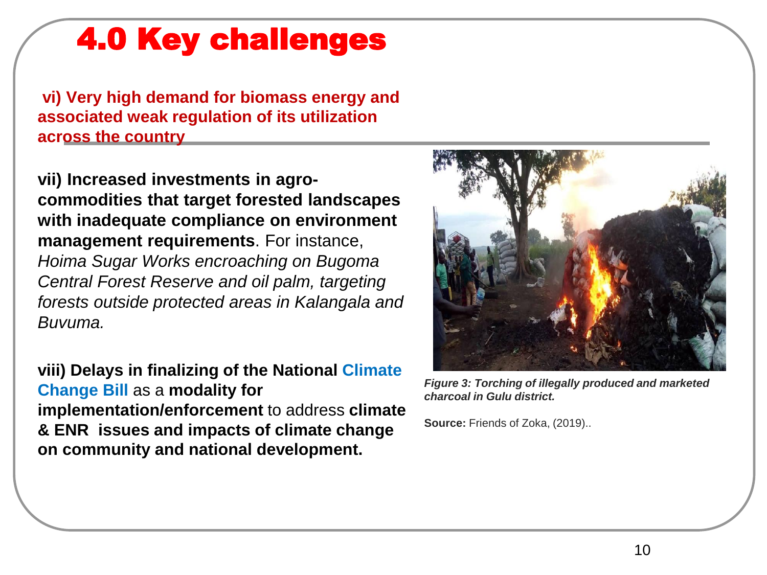# 4.0 Key challenges

**vi) Very high demand for biomass energy and associated weak regulation of its utilization across the country**

**vii) Increased investments in agro-commodities that target forested landscapes with inadequate compliance on environment management requirements**. For instance, *Hoima Sugar Works encroaching on Bugoma Central Forest Reserve and oil palm, targeting forests outside protected areas in Kalangala and Buvuma.*

**viii) Delays in finalizing of the National Climate Change Bill** as a **modality for implementation/enforcement** to address **climate & ENR issues and impacts of climate change on community and national development.**

***Figure 3: Torching of illegally produced and marketed charcoal in Gulu district.***

**Source:** Friends of Zoka, (2019)..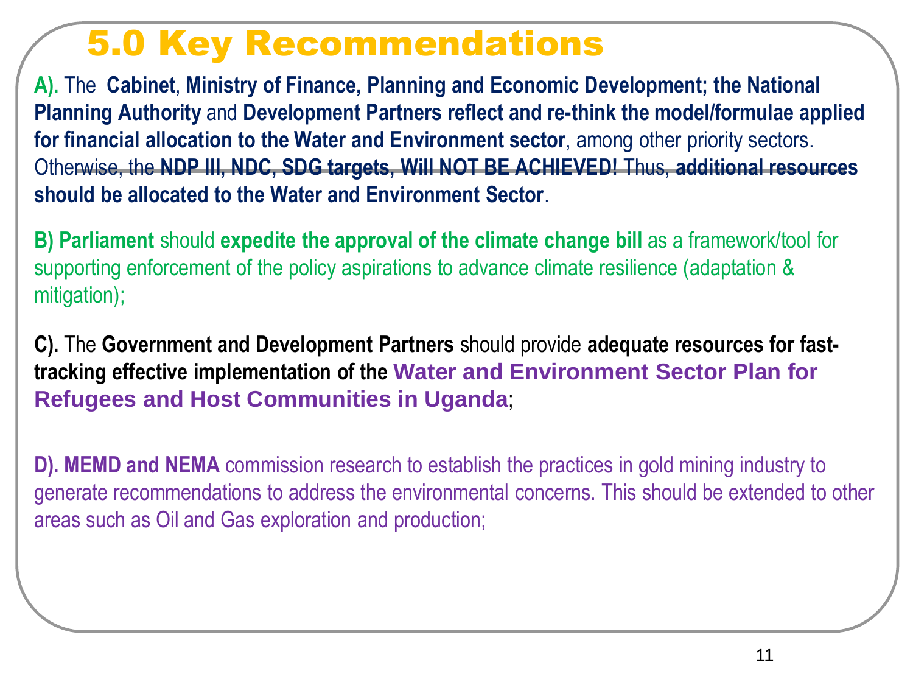# 5.0 Key Recommendations

**A).** The **Cabinet**, **Ministry of Finance, Planning and Economic Development; the National Planning Authority** and **Development Partners reflect and re-think the model/formulae applied for financial allocation to the Water and Environment sector**, among other priority sectors. Otherwise, the **NDP III, NDC, SDG targets, Will NOT BE ACHIEVED!** Thus, **additional resources should be allocated to the Water and Environment Sector**.

**B) Parliament** should **expedite the approval of the climate change bill** as a framework/tool for supporting enforcement of the policy aspirations to advance climate resilience (adaptation & mitigation);

**C).** The **Government and Development Partners** should provide **adequate resources for fast-tracking effective implementation of the Water and Environment Sector Plan for Refugees and Host Communities in Uganda**;

**D). MEMD and NEMA** commission research to establish the practices in gold mining industry to generate recommendations to address the environmental concerns. This should be extended to other areas such as Oil and Gas exploration and production;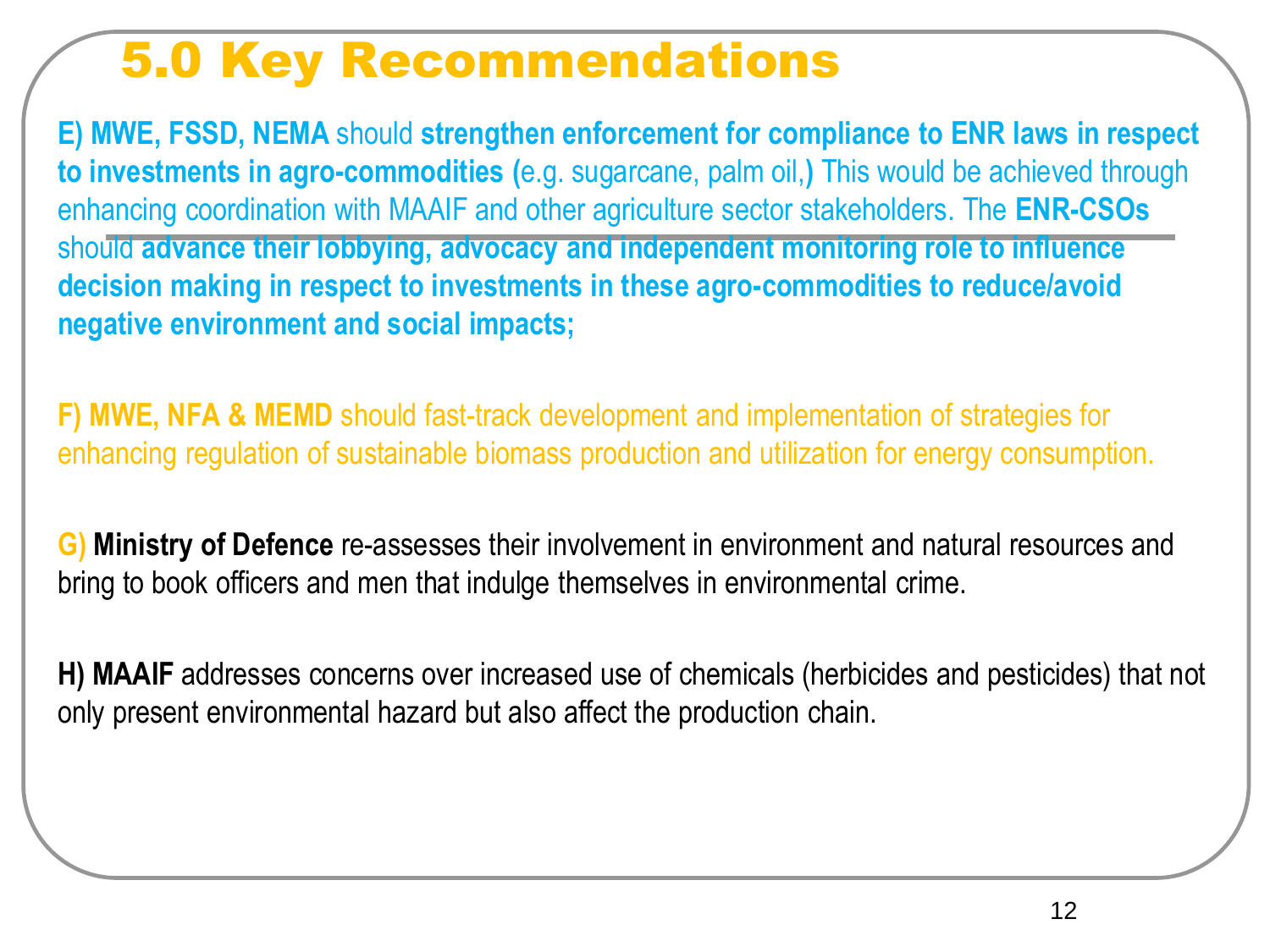# 5.0 Key Recommendations

**E) MWE, FSSD, NEMA** should **strengthen enforcement for compliance to ENR laws in respect to investments in agro-commodities (**e.g. sugarcane, palm oil,**)** This would be achieved through enhancing coordination with MAAIF and other agriculture sector stakeholders. The **ENR-CSOs** should **advance their lobbying, advocacy and independent monitoring role to influence decision making in respect to investments in these agro-commodities to reduce/avoid negative environment and social impacts;**

**F) MWE, NFA & MEMD** should fast-track development and implementation of strategies for enhancing regulation of sustainable biomass production and utilization for energy consumption.

**G) Ministry of Defence** re-assesses their involvement in environment and natural resources and bring to book officers and men that indulge themselves in environmental crime.

**H) MAAIF** addresses concerns over increased use of chemicals (herbicides and pesticides) that not only present environmental hazard but also affect the production chain.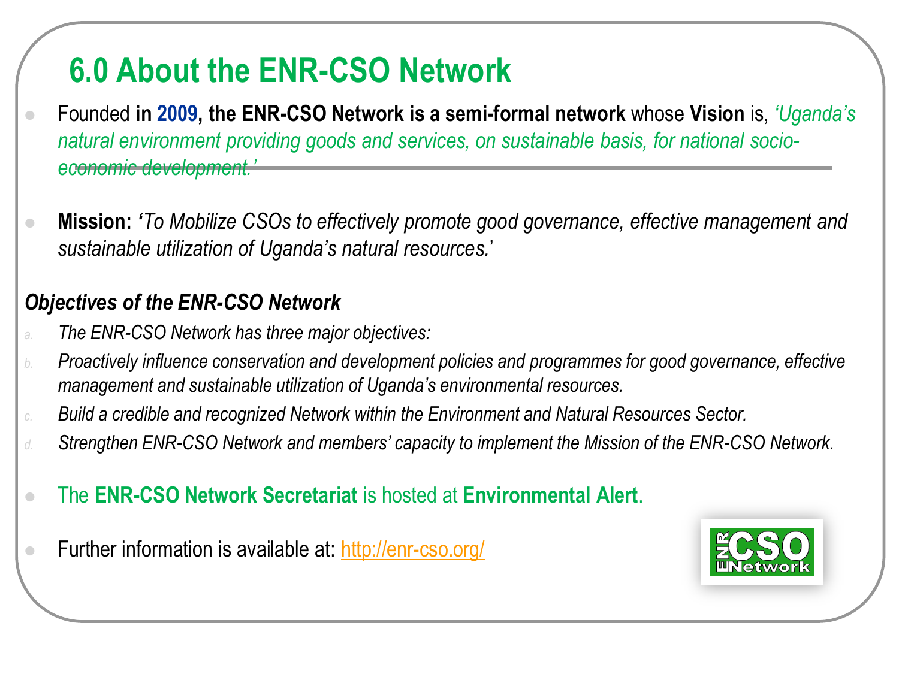# 6.0 About the ENR-CSO Network

- Founded **in 2009, the ENR-CSO Network is a semi-formal network** whose **Vision** is, *'Uganda's natural environment providing goods and services, on sustainable basis, for national socio-economic development.'*

- **Mission: '***To Mobilize CSOs to effectively promote good governance, effective management and sustainable utilization of Uganda's natural resources.*'

***Objectives of the ENR-CSO Network***

a. *The ENR-CSO Network has three major objectives:*
b. *Proactively influence conservation and development policies and programmes for good governance, effective management and sustainable utilization of Uganda's environmental resources.*
c. *Build a credible and recognized Network within the Environment and Natural Resources Sector.*
d. *Strengthen ENR-CSO Network and members' capacity to implement the Mission of the ENR-CSO Network.*

- The **ENR-CSO Network Secretariat** is hosted at **Environmental Alert**.

- Further information is available at: http://enr-cso.org/

ENR CSO Network